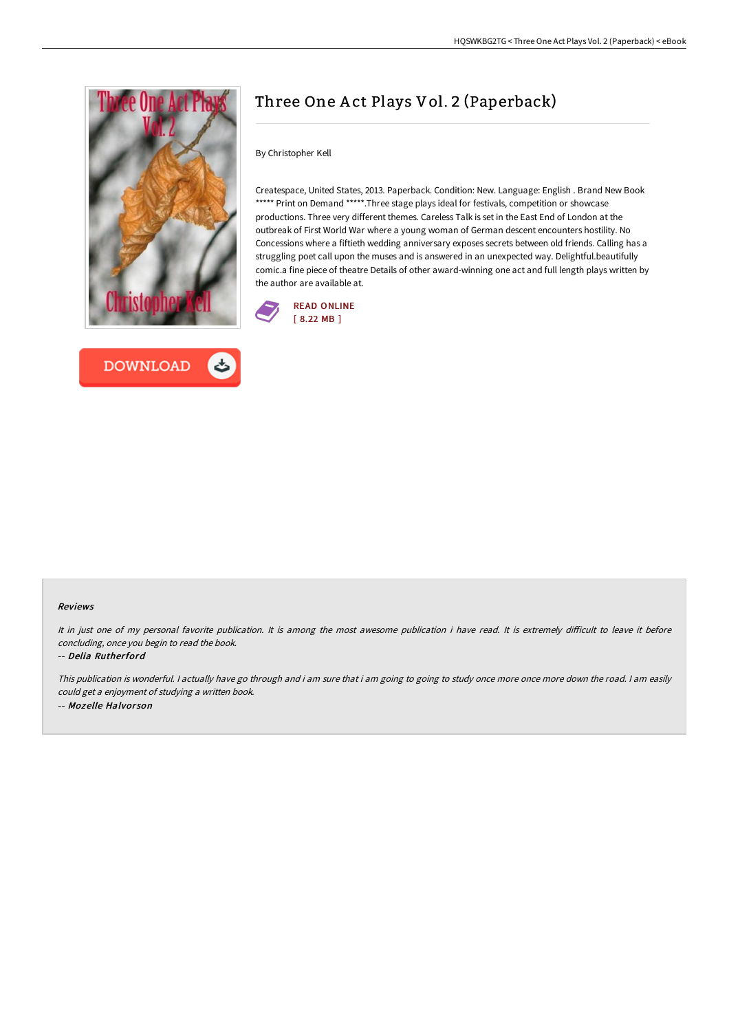# Three One Act Plays Vol. 2 (Paperback)

By Christopher Kell

Createspace, United States, 2013. Paperback. Condition: New. Language: English . Brand New Book ***** Print on Demand *****.Three stage plays ideal for festivals, competition or showcase productions. Three very different themes. Careless Talk is set in the East End of London at the outbreak of First World War where a young woman of German descent encounters hostility. No Concessions where a fiftieth wedding anniversary exposes secrets between old friends. Calling has a struggling poet call upon the muses and is answered in an unexpected way. Delightful.beautifully comic.a fine piece of theatre Details of other award-winning one act and full length plays written by the author are available at.

READ ONLINE
[ 8.22 MB ]

DOWNLOAD

### Reviews

*It in just one of my personal favorite publication. It is among the most awesome publication i have read. It is extremely difficult to leave it before concluding, once you begin to read the book.*

-- ***Delia Rutherford***

*This publication is wonderful. I actually have go through and i am sure that i am going to going to study once more once more down the road. I am easily could get a enjoyment of studying a written book.*

-- ***Mozelle Halvorson***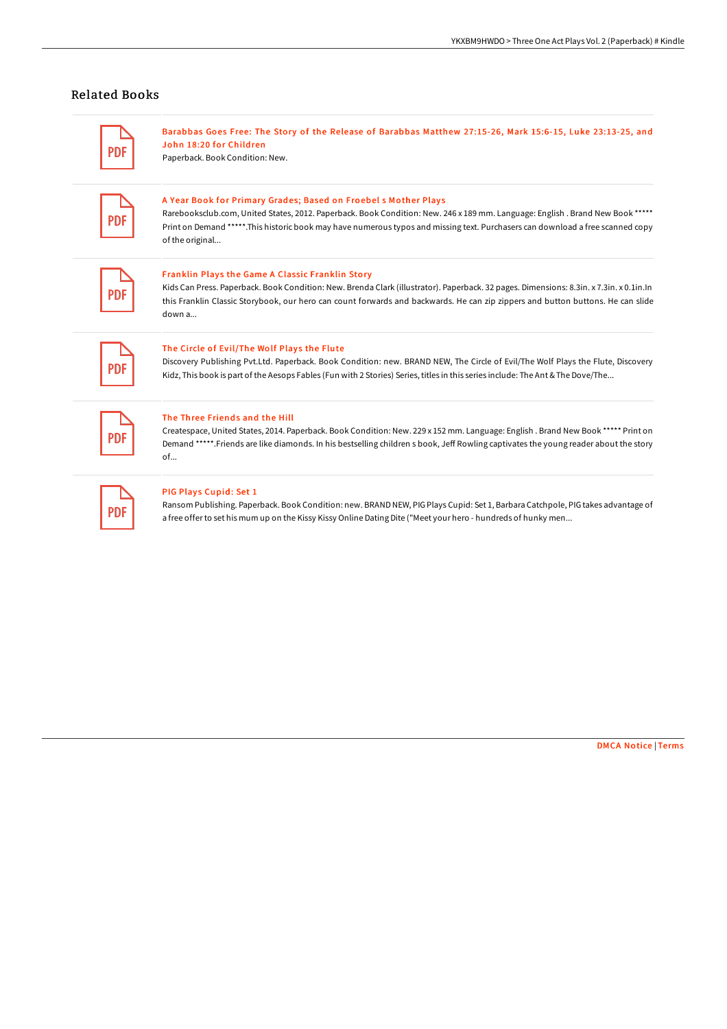## Related Books

**Barabbas Goes Free: The Story of the Release of Barabbas Matthew 27:15-26, Mark 15:6-15, Luke 23:13-25, and John 18:20 for Children**

Paperback. Book Condition: New.

**A Year Book for Primary Grades; Based on Froebel s Mother Plays**

Rarebooksclub.com, United States, 2012. Paperback. Book Condition: New. 246 x 189 mm. Language: English . Brand New Book ***** Print on Demand *****.This historic book may have numerous typos and missing text. Purchasers can download a free scanned copy of the original...

**Franklin Plays the Game A Classic Franklin Story**

Kids Can Press. Paperback. Book Condition: New. Brenda Clark (illustrator). Paperback. 32 pages. Dimensions: 8.3in. x 7.3in. x 0.1in.In this Franklin Classic Storybook, our hero can count forwards and backwards. He can zip zippers and button buttons. He can slide down a...

**The Circle of Evil/The Wolf Plays the Flute**

Discovery Publishing Pvt.Ltd. Paperback. Book Condition: new. BRAND NEW, The Circle of Evil/The Wolf Plays the Flute, Discovery Kidz, This book is part of the Aesops Fables (Fun with 2 Stories) Series, titles in this series include: The Ant & The Dove/The...

**The Three Friends and the Hill**

Createspace, United States, 2014. Paperback. Book Condition: New. 229 x 152 mm. Language: English . Brand New Book ***** Print on Demand *****.Friends are like diamonds. In his bestselling children s book, Jeff Rowling captivates the young reader about the story of...

**PIG Plays Cupid: Set 1**

Ransom Publishing. Paperback. Book Condition: new. BRAND NEW, PIG Plays Cupid: Set 1, Barbara Catchpole, PIG takes advantage of a free offer to set his mum up on the Kissy Kissy Online Dating Dite ("Meet your hero - hundreds of hunky men...